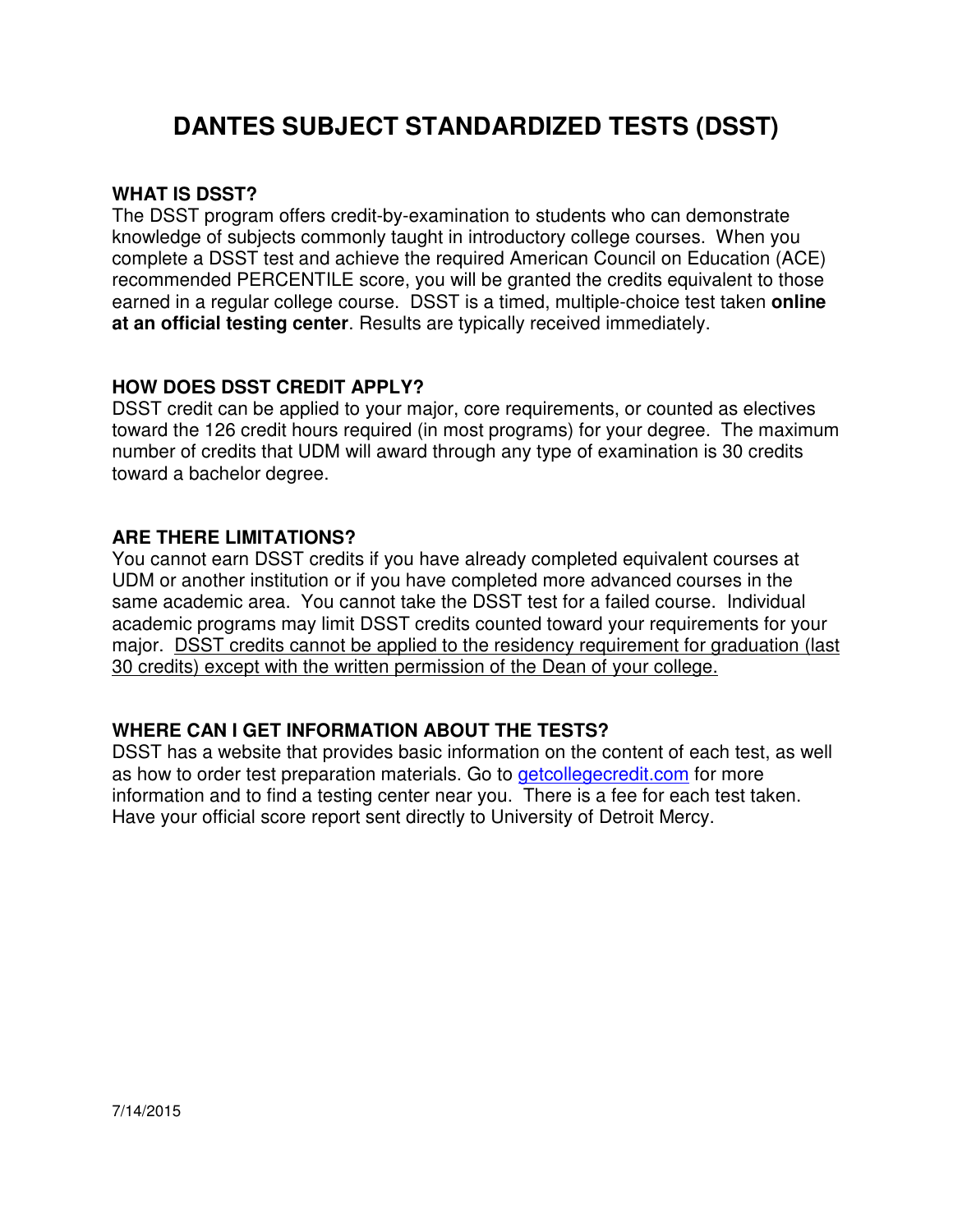# DANTES SUBJECT STANDARDIZED TESTS (DSST)

### WHAT IS DSST?

The DSST program offers credit-by-examination to students who can demonstrate knowledge of subjects commonly taught in introductory college courses. When you complete a DSST test and achieve the required American Council on Education (ACE) recommended PERCENTILE score, you will be granted the credits equivalent to those earned in a regular college course. DSST is a timed, multiple-choice test taken **online at an official testing center**. Results are typically received immediately.

### HOW DOES DSST CREDIT APPLY?

DSST credit can be applied to your major, core requirements, or counted as electives toward the 126 credit hours required (in most programs) for your degree. The maximum number of credits that UDM will award through any type of examination is 30 credits toward a bachelor degree.

### ARE THERE LIMITATIONS?

You cannot earn DSST credits if you have already completed equivalent courses at UDM or another institution or if you have completed more advanced courses in the same academic area. You cannot take the DSST test for a failed course. Individual academic programs may limit DSST credits counted toward your requirements for your major. <u>DSST credits cannot be applied to the residency requirement for graduation (last 30 credits) except with the written permission of the Dean of your college.</u>

### WHERE CAN I GET INFORMATION ABOUT THE TESTS?

DSST has a website that provides basic information on the content of each test, as well as how to order test preparation materials. Go to [getcollegecredit.com](http://getcollegecredit.com) for more information and to find a testing center near you. There is a fee for each test taken. Have your official score report sent directly to University of Detroit Mercy.

7/14/2015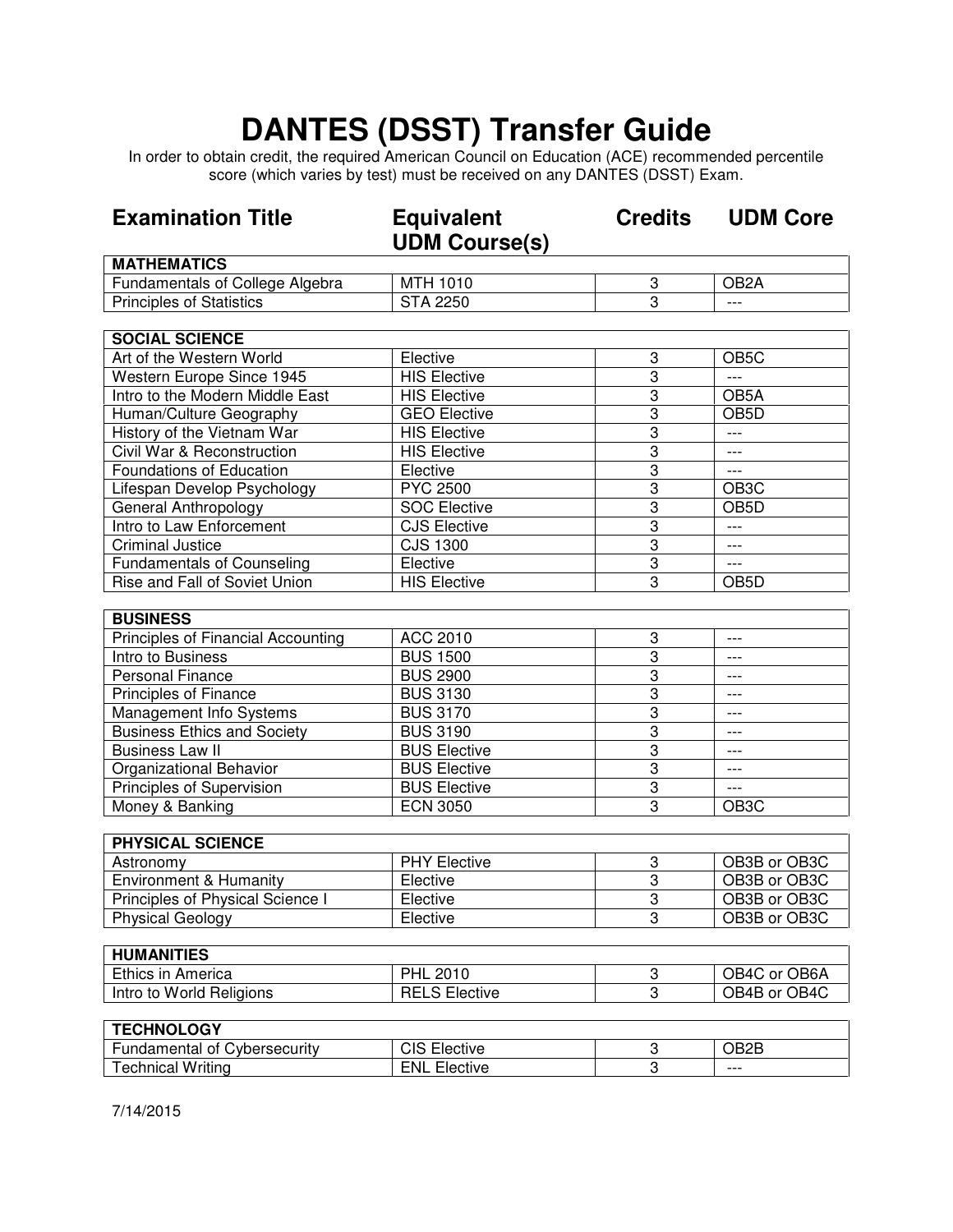# DANTES (DSST) Transfer Guide

In order to obtain credit, the required American Council on Education (ACE) recommended percentile score (which varies by test) must be received on any DANTES (DSST) Exam.

| Examination Title | Equivalent UDM Course(s) | Credits | UDM Core |
|---|---|---|---|
| **MATHEMATICS** | | | |
| Fundamentals of College Algebra | MTH 1010 | 3 | OB2A |
| Principles of Statistics | STA 2250 | 3 | --- |
| **SOCIAL SCIENCE** | | | |
| Art of the Western World | Elective | 3 | OB5C |
| Western Europe Since 1945 | HIS Elective | 3 | --- |
| Intro to the Modern Middle East | HIS Elective | 3 | OB5A |
| Human/Culture Geography | GEO Elective | 3 | OB5D |
| History of the Vietnam War | HIS Elective | 3 | --- |
| Civil War & Reconstruction | HIS Elective | 3 | --- |
| Foundations of Education | Elective | 3 | --- |
| Lifespan Develop Psychology | PYC 2500 | 3 | OB3C |
| General Anthropology | SOC Elective | 3 | OB5D |
| Intro to Law Enforcement | CJS Elective | 3 | --- |
| Criminal Justice | CJS 1300 | 3 | --- |
| Fundamentals of Counseling | Elective | 3 | --- |
| Rise and Fall of Soviet Union | HIS Elective | 3 | OB5D |
| **BUSINESS** | | | |
| Principles of Financial Accounting | ACC 2010 | 3 | --- |
| Intro to Business | BUS 1500 | 3 | --- |
| Personal Finance | BUS 2900 | 3 | --- |
| Principles of Finance | BUS 3130 | 3 | --- |
| Management Info Systems | BUS 3170 | 3 | --- |
| Business Ethics and Society | BUS 3190 | 3 | --- |
| Business Law II | BUS Elective | 3 | --- |
| Organizational Behavior | BUS Elective | 3 | --- |
| Principles of Supervision | BUS Elective | 3 | --- |
| Money & Banking | ECN 3050 | 3 | OB3C |
| **PHYSICAL SCIENCE** | | | |
| Astronomy | PHY Elective | 3 | OB3B or OB3C |
| Environment & Humanity | Elective | 3 | OB3B or OB3C |
| Principles of Physical Science I | Elective | 3 | OB3B or OB3C |
| Physical Geology | Elective | 3 | OB3B or OB3C |
| **HUMANITIES** | | | |
| Ethics in America | PHL 2010 | 3 | OB4C or OB6A |
| Intro to World Religions | RELS Elective | 3 | OB4B or OB4C |
| **TECHNOLOGY** | | | |
| Fundamental of Cybersecurity | CIS Elective | 3 | OB2B |
| Technical Writing | ENL Elective | 3 | --- |

7/14/2015